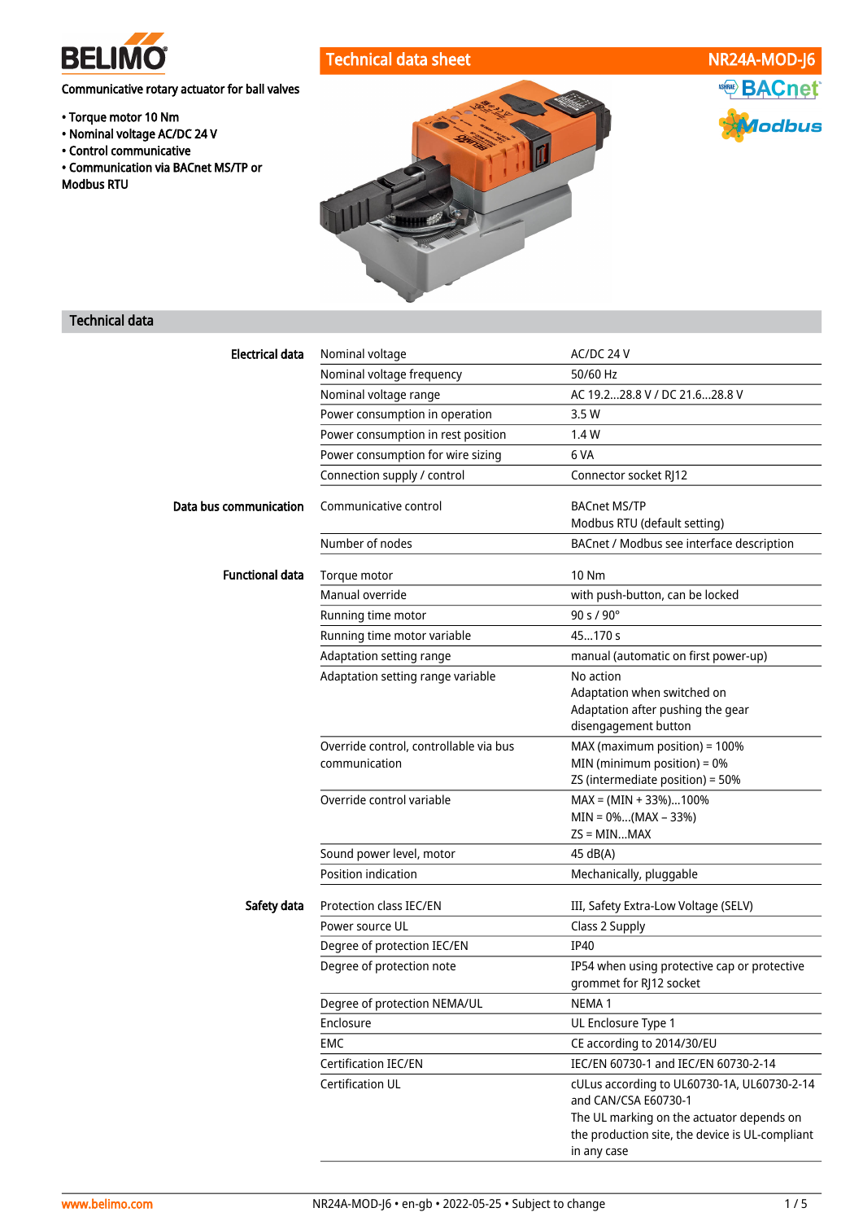BELIMO

# Technical data sheet NR24A-MOD-J6

**Communicative rotary actuator for ball valves**

- **Torque motor 10 Nm**
- **Nominal voltage AC/DC 24 V**
- **Control communicative**
- **Communication via BACnet MS/TP or Modbus RTU**

BACnet
Modbus

## Technical data

| | | |
|---|---|---|
| **Electrical data** | Nominal voltage | AC/DC 24 V |
| | Nominal voltage frequency | 50/60 Hz |
| | Nominal voltage range | AC 19.2...28.8 V / DC 21.6...28.8 V |
| | Power consumption in operation | 3.5 W |
| | Power consumption in rest position | 1.4 W |
| | Power consumption for wire sizing | 6 VA |
| | Connection supply / control | Connector socket RJ12 |
| **Data bus communication** | Communicative control | BACnet MS/TP<br>Modbus RTU (default setting) |
| | Number of nodes | BACnet / Modbus see interface description |
| **Functional data** | Torque motor | 10 Nm |
| | Manual override | with push-button, can be locked |
| | Running time motor | 90 s / 90° |
| | Running time motor variable | 45...170 s |
| | Adaptation setting range | manual (automatic on first power-up) |
| | Adaptation setting range variable | No action<br>Adaptation when switched on<br>Adaptation after pushing the gear disengagement button |
| | Override control, controllable via bus communication | MAX (maximum position) = 100%<br>MIN (minimum position) = 0%<br>ZS (intermediate position) = 50% |
| | Override control variable | MAX = (MIN + 33%)...100%<br>MIN = 0%...(MAX – 33%)<br>ZS = MIN...MAX |
| | Sound power level, motor | 45 dB(A) |
| | Position indication | Mechanically, pluggable |
| **Safety data** | Protection class IEC/EN | III, Safety Extra-Low Voltage (SELV) |
| | Power source UL | Class 2 Supply |
| | Degree of protection IEC/EN | IP40 |
| | Degree of protection note | IP54 when using protective cap or protective grommet for RJ12 socket |
| | Degree of protection NEMA/UL | NEMA 1 |
| | Enclosure | UL Enclosure Type 1 |
| | EMC | CE according to 2014/30/EU |
| | Certification IEC/EN | IEC/EN 60730-1 and IEC/EN 60730-2-14 |
| | Certification UL | cULus according to UL60730-1A, UL60730-2-14 and CAN/CSA E60730-1<br>The UL marking on the actuator depends on the production site, the device is UL-compliant in any case |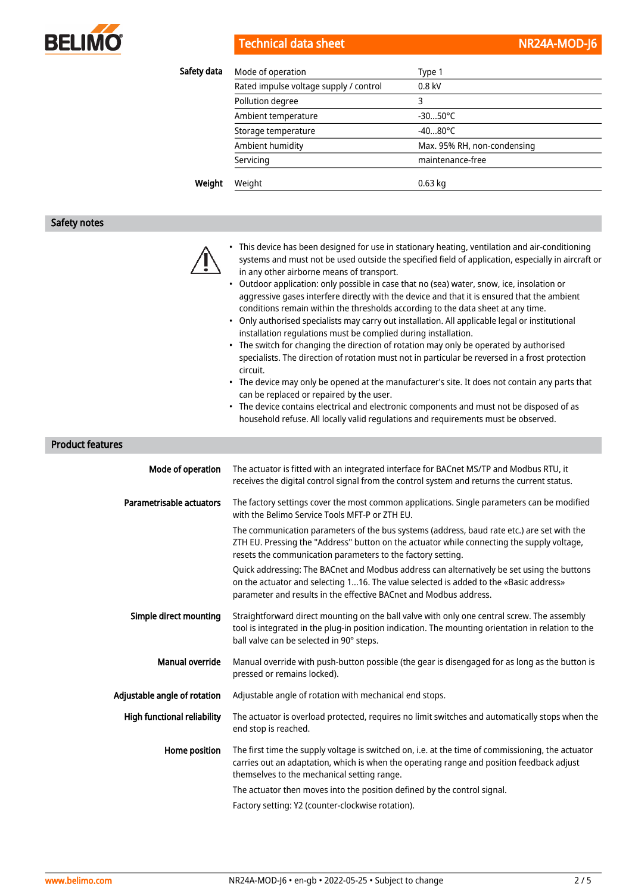| | | |
|---|---|---|
| **Safety data** | Mode of operation | Type 1 |
| | Rated impulse voltage supply / control | 0.8 kV |
| | Pollution degree | 3 |
| | Ambient temperature | -30...50°C |
| | Storage temperature | -40...80°C |
| | Ambient humidity | Max. 95% RH, non-condensing |
| | Servicing | maintenance-free |
| **Weight** | Weight | 0.63 kg |

## Safety notes

- This device has been designed for use in stationary heating, ventilation and air-conditioning systems and must not be used outside the specified field of application, especially in aircraft or in any other airborne means of transport.
- Outdoor application: only possible in case that no (sea) water, snow, ice, insolation or aggressive gases interfere directly with the device and that it is ensured that the ambient conditions remain within the thresholds according to the data sheet at any time.
- Only authorised specialists may carry out installation. All applicable legal or institutional installation regulations must be complied during installation.
- The switch for changing the direction of rotation may only be operated by authorised specialists. The direction of rotation must not in particular be reversed in a frost protection circuit.
- The device may only be opened at the manufacturer's site. It does not contain any parts that can be replaced or repaired by the user.
- The device contains electrical and electronic components and must not be disposed of as household refuse. All locally valid regulations and requirements must be observed.

## Product features

**Mode of operation**

The actuator is fitted with an integrated interface for BACnet MS/TP and Modbus RTU, it receives the digital control signal from the control system and returns the current status.

**Parametrisable actuators**

The factory settings cover the most common applications. Single parameters can be modified with the Belimo Service Tools MFT-P or ZTH EU.

The communication parameters of the bus systems (address, baud rate etc.) are set with the ZTH EU. Pressing the "Address" button on the actuator while connecting the supply voltage, resets the communication parameters to the factory setting.

Quick addressing: The BACnet and Modbus address can alternatively be set using the buttons on the actuator and selecting 1...16. The value selected is added to the «Basic address» parameter and results in the effective BACnet and Modbus address.

**Simple direct mounting**

Straightforward direct mounting on the ball valve with only one central screw. The assembly tool is integrated in the plug-in position indication. The mounting orientation in relation to the ball valve can be selected in 90° steps.

**Manual override**

Manual override with push-button possible (the gear is disengaged for as long as the button is pressed or remains locked).

**Adjustable angle of rotation**

Adjustable angle of rotation with mechanical end stops.

**High functional reliability**

The actuator is overload protected, requires no limit switches and automatically stops when the end stop is reached.

**Home position**

The first time the supply voltage is switched on, i.e. at the time of commissioning, the actuator carries out an adaptation, which is when the operating range and position feedback adjust themselves to the mechanical setting range.

The actuator then moves into the position defined by the control signal.

Factory setting: Y2 (counter-clockwise rotation).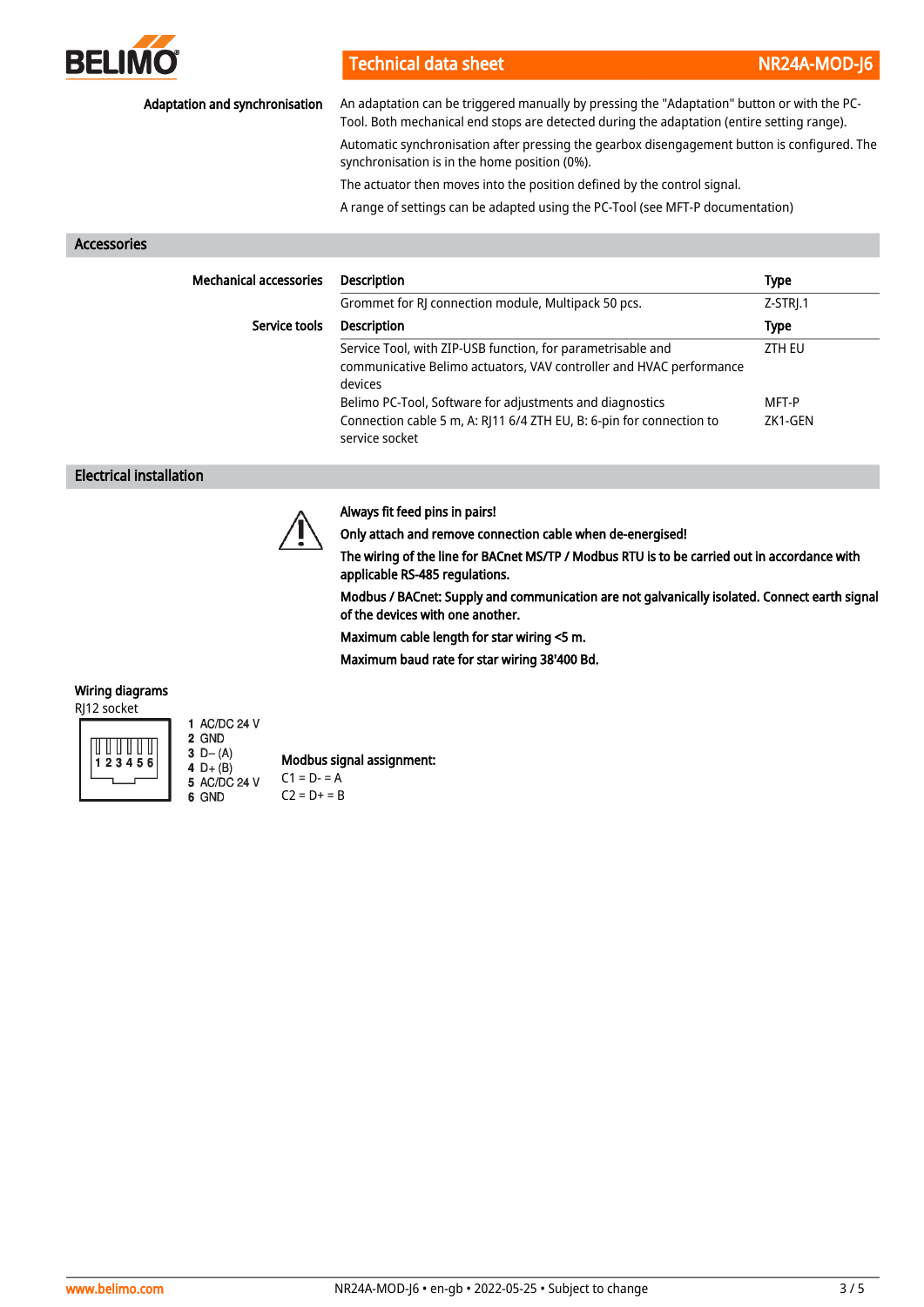**Adaptation and synchronisation**

An adaptation can be triggered manually by pressing the "Adaptation" button or with the PC-Tool. Both mechanical end stops are detected during the adaptation (entire setting range).

Automatic synchronisation after pressing the gearbox disengagement button is configured. The synchronisation is in the home position (0%).

The actuator then moves into the position defined by the control signal.

A range of settings can be adapted using the PC-Tool (see MFT-P documentation)

## Accessories

**Mechanical accessories**

| Description | Type |
| --- | --- |
| Grommet for RJ connection module, Multipack 50 pcs. | Z-STRJ.1 |

**Service tools**

| Description | Type |
| --- | --- |
| Service Tool, with ZIP-USB function, for parametrisable and communicative Belimo actuators, VAV controller and HVAC performance devices | ZTH EU |
| Belimo PC-Tool, Software for adjustments and diagnostics | MFT-P |
| Connection cable 5 m, A: RJ11 6/4 ZTH EU, B: 6-pin for connection to service socket | ZK1-GEN |

## Electrical installation

**Always fit feed pins in pairs!**

**Only attach and remove connection cable when de-energised!**

**The wiring of the line for BACnet MS/TP / Modbus RTU is to be carried out in accordance with applicable RS-485 regulations.**

**Modbus / BACnet: Supply and communication are not galvanically isolated. Connect earth signal of the devices with one another.**

**Maximum cable length for star wiring <5 m.**

**Maximum baud rate for star wiring 38'400 Bd.**

### Wiring diagrams

RJ12 socket

1 AC/DC 24 V
2 GND
3 D– (A)
4 D+ (B)
5 AC/DC 24 V
6 GND

**Modbus signal assignment:**

C1 = D- = A
C2 = D+ = B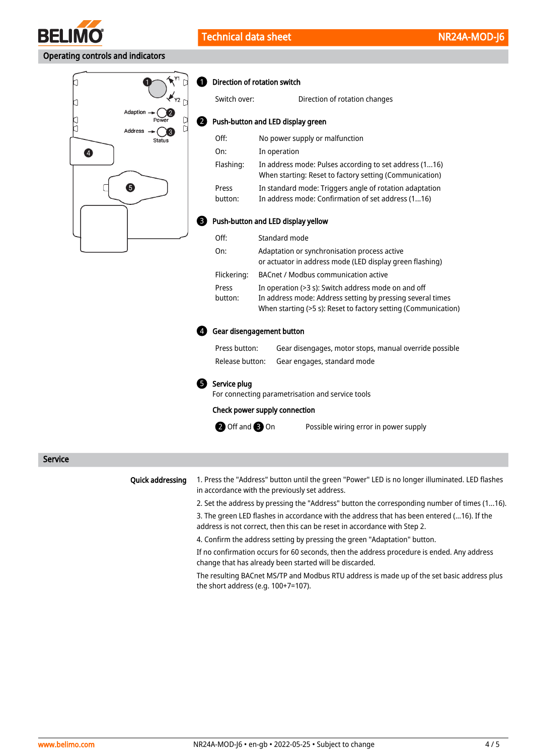## Operating controls and indicators

### 1 Direction of rotation switch

| | |
|---|---|
| Switch over: | Direction of rotation changes |

### 2 Push-button and LED display green

| | |
|---|---|
| Off: | No power supply or malfunction |
| On: | In operation |
| Flashing: | In address mode: Pulses according to set address (1...16)<br>When starting: Reset to factory setting (Communication) |
| Press button: | In standard mode: Triggers angle of rotation adaptation<br>In address mode: Confirmation of set address (1...16) |

### 3 Push-button and LED display yellow

| | |
|---|---|
| Off: | Standard mode |
| On: | Adaptation or synchronisation process active<br>or actuator in address mode (LED display green flashing) |
| Flickering: | BACnet / Modbus communication active |
| Press button: | In operation (>3 s): Switch address mode on and off<br>In address mode: Address setting by pressing several times<br>When starting (>5 s): Reset to factory setting (Communication) |

### 4 Gear disengagement button

| | |
|---|---|
| Press button: | Gear disengages, motor stops, manual override possible |
| Release button: | Gear engages, standard mode |

### 5 Service plug

For connecting parametrisation and service tools

**Check power supply connection**

| | |
|---|---|
| 2 Off and 3 On | Possible wiring error in power supply |

## Service

**Quick addressing**

1. Press the "Address" button until the green "Power" LED is no longer illuminated. LED flashes in accordance with the previously set address.
2. Set the address by pressing the "Address" button the corresponding number of times (1...16).
3. The green LED flashes in accordance with the address that has been entered (...16). If the address is not correct, then this can be reset in accordance with Step 2.
4. Confirm the address setting by pressing the green "Adaptation" button.

If no confirmation occurs for 60 seconds, then the address procedure is ended. Any address change that has already been started will be discarded.

The resulting BACnet MS/TP and Modbus RTU address is made up of the set basic address plus the short address (e.g. 100+7=107).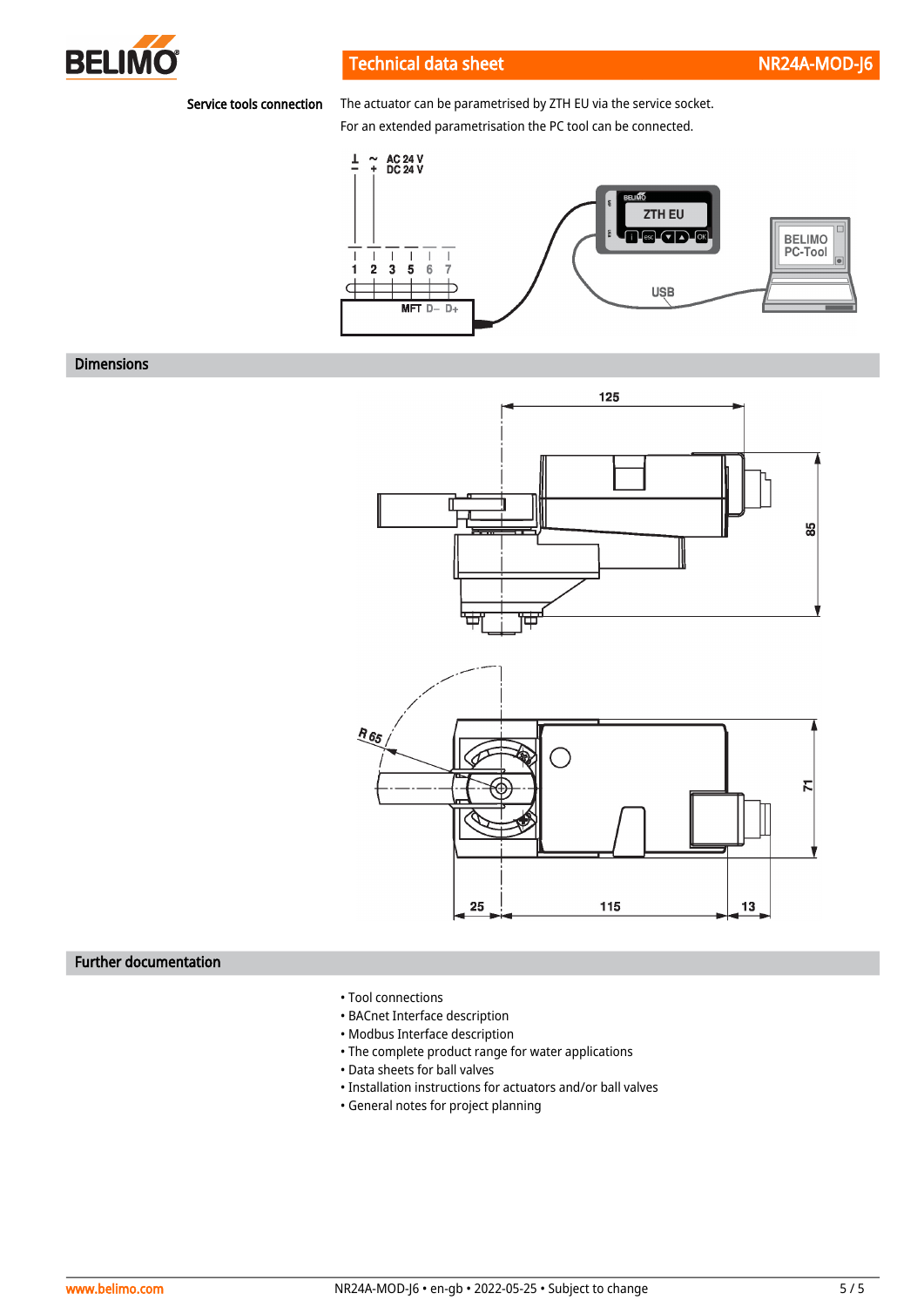**Service tools connection**

The actuator can be parametrised by ZTH EU via the service socket.

For an extended parametrisation the PC tool can be connected.

⊥ ~ AC 24 V
– + DC 24 V

1 2 3 5 6 7

MFT D– D+

ZTH EU

USB

BELIMO PC-Tool

## Dimensions

125

85

R 65

71

25

115

13

## Further documentation

- Tool connections
- BACnet Interface description
- Modbus Interface description
- The complete product range for water applications
- Data sheets for ball valves
- Installation instructions for actuators and/or ball valves
- General notes for project planning